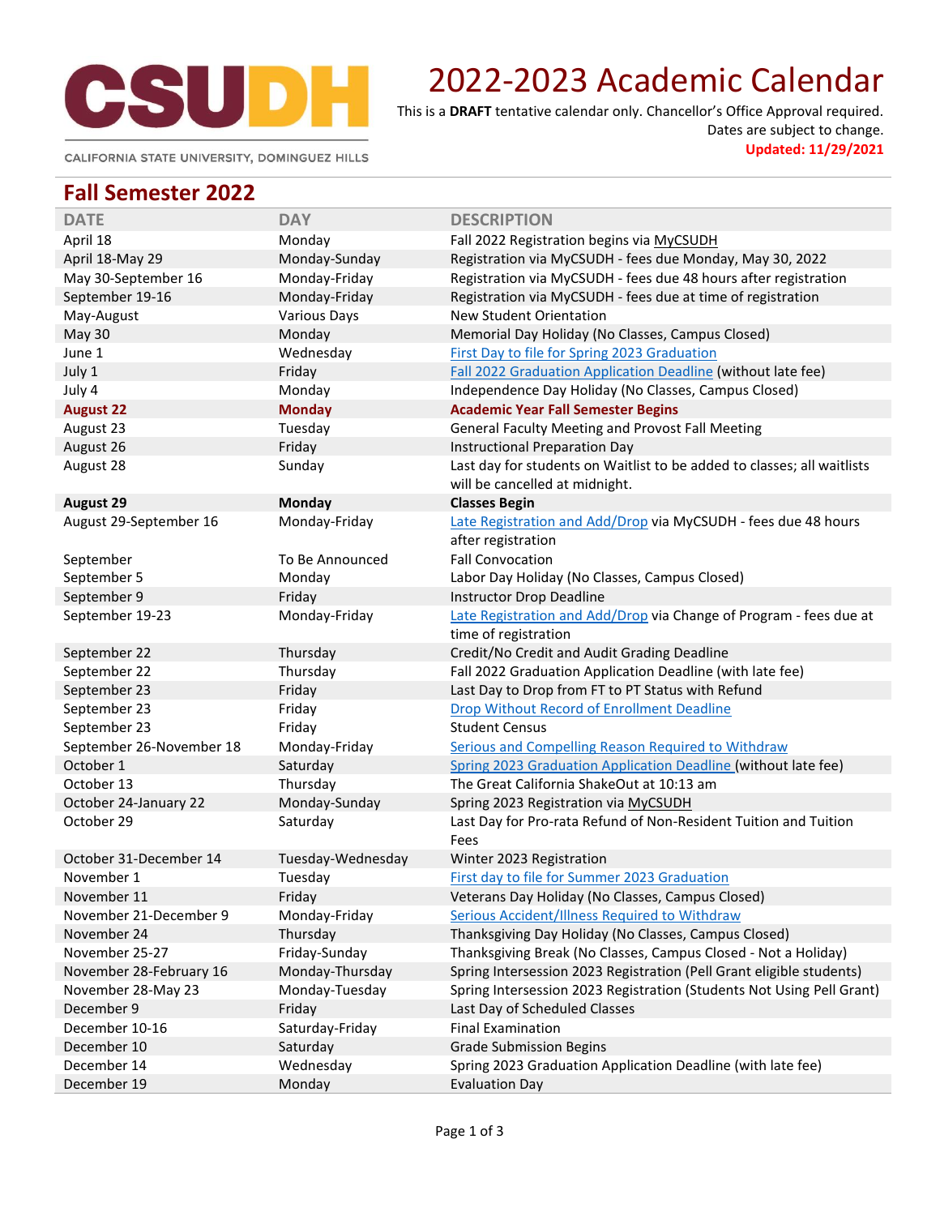CSUDH

CALIFORNIA STATE UNIVERSITY, DOMINGUEZ HILLS

# 2022-2023 Academic Calendar

This is a **DRAFT** tentative calendar only. Chancellor's Office Approval required.
Dates are subject to change.
**Updated: 11/29/2021**

## Fall Semester 2022

| DATE | DAY | DESCRIPTION |
|---|---|---|
| April 18 | Monday | Fall 2022 Registration begins via MyCSUDH |
| April 18-May 29 | Monday-Sunday | Registration via MyCSUDH - fees due Monday, May 30, 2022 |
| May 30-September 16 | Monday-Friday | Registration via MyCSUDH - fees due 48 hours after registration |
| September 19-16 | Monday-Friday | Registration via MyCSUDH - fees due at time of registration |
| May-August | Various Days | New Student Orientation |
| May 30 | Monday | Memorial Day Holiday (No Classes, Campus Closed) |
| June 1 | Wednesday | First Day to file for Spring 2023 Graduation |
| July 1 | Friday | Fall 2022 Graduation Application Deadline (without late fee) |
| July 4 | Monday | Independence Day Holiday (No Classes, Campus Closed) |
| **August 22** | **Monday** | **Academic Year Fall Semester Begins** |
| August 23 | Tuesday | General Faculty Meeting and Provost Fall Meeting |
| August 26 | Friday | Instructional Preparation Day |
| August 28 | Sunday | Last day for students on Waitlist to be added to classes; all waitlists will be cancelled at midnight. |
| **August 29** | **Monday** | **Classes Begin** |
| August 29-September 16 | Monday-Friday | Late Registration and Add/Drop via MyCSUDH - fees due 48 hours after registration |
| September | To Be Announced | Fall Convocation |
| September 5 | Monday | Labor Day Holiday (No Classes, Campus Closed) |
| September 9 | Friday | Instructor Drop Deadline |
| September 19-23 | Monday-Friday | Late Registration and Add/Drop via Change of Program - fees due at time of registration |
| September 22 | Thursday | Credit/No Credit and Audit Grading Deadline |
| September 22 | Thursday | Fall 2022 Graduation Application Deadline (with late fee) |
| September 23 | Friday | Last Day to Drop from FT to PT Status with Refund |
| September 23 | Friday | Drop Without Record of Enrollment Deadline |
| September 23 | Friday | Student Census |
| September 26-November 18 | Monday-Friday | Serious and Compelling Reason Required to Withdraw |
| October 1 | Saturday | Spring 2023 Graduation Application Deadline (without late fee) |
| October 13 | Thursday | The Great California ShakeOut at 10:13 am |
| October 24-January 22 | Monday-Sunday | Spring 2023 Registration via MyCSUDH |
| October 29 | Saturday | Last Day for Pro-rata Refund of Non-Resident Tuition and Tuition Fees |
| October 31-December 14 | Tuesday-Wednesday | Winter 2023 Registration |
| November 1 | Tuesday | First day to file for Summer 2023 Graduation |
| November 11 | Friday | Veterans Day Holiday (No Classes, Campus Closed) |
| November 21-December 9 | Monday-Friday | Serious Accident/Illness Required to Withdraw |
| November 24 | Thursday | Thanksgiving Day Holiday (No Classes, Campus Closed) |
| November 25-27 | Friday-Sunday | Thanksgiving Break (No Classes, Campus Closed - Not a Holiday) |
| November 28-February 16 | Monday-Thursday | Spring Intersession 2023 Registration (Pell Grant eligible students) |
| November 28-May 23 | Monday-Tuesday | Spring Intersession 2023 Registration (Students Not Using Pell Grant) |
| December 9 | Friday | Last Day of Scheduled Classes |
| December 10-16 | Saturday-Friday | Final Examination |
| December 10 | Saturday | Grade Submission Begins |
| December 14 | Wednesday | Spring 2023 Graduation Application Deadline (with late fee) |
| December 19 | Monday | Evaluation Day |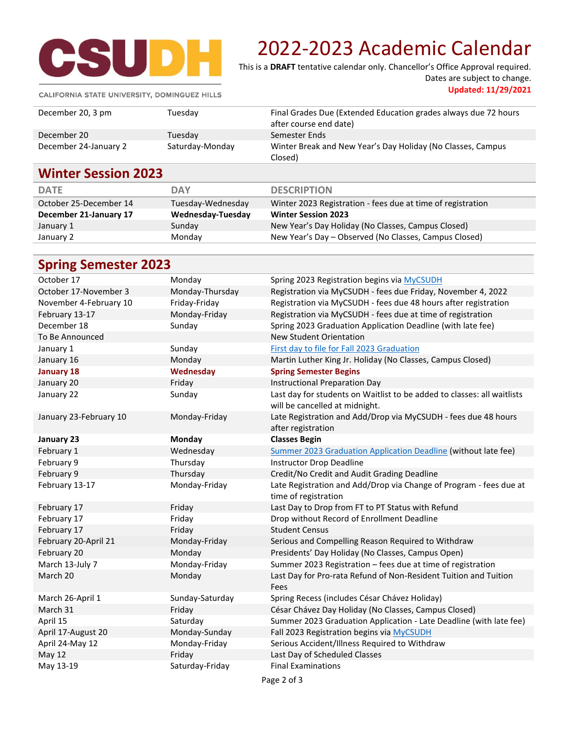# 2022-2023 Academic Calendar

This is a **DRAFT** tentative calendar only. Chancellor's Office Approval required. Dates are subject to change.

**Updated: 11/29/2021**

CALIFORNIA STATE UNIVERSITY, DOMINGUEZ HILLS

| | | |
|---|---|---|
| December 20, 3 pm | Tuesday | Final Grades Due (Extended Education grades always due 72 hours after course end date) |
| December 20 | Tuesday | Semester Ends |
| December 24-January 2 | Saturday-Monday | Winter Break and New Year's Day Holiday (No Classes, Campus Closed) |

## Winter Session 2023

| DATE | DAY | DESCRIPTION |
|---|---|---|
| October 25-December 14 | Tuesday-Wednesday | Winter 2023 Registration - fees due at time of registration |
| **December 21-January 17** | **Wednesday-Tuesday** | **Winter Session 2023** |
| January 1 | Sunday | New Year's Day Holiday (No Classes, Campus Closed) |
| January 2 | Monday | New Year's Day – Observed (No Classes, Campus Closed) |

## Spring Semester 2023

| | | |
|---|---|---|
| October 17 | Monday | Spring 2023 Registration begins via MyCSUDH |
| October 17-November 3 | Monday-Thursday | Registration via MyCSUDH - fees due Friday, November 4, 2022 |
| November 4-February 10 | Friday-Friday | Registration via MyCSUDH - fees due 48 hours after registration |
| February 13-17 | Monday-Friday | Registration via MyCSUDH - fees due at time of registration |
| December 18 | Sunday | Spring 2023 Graduation Application Deadline (with late fee) |
| To Be Announced | | New Student Orientation |
| January 1 | Sunday | First day to file for Fall 2023 Graduation |
| January 16 | Monday | Martin Luther King Jr. Holiday (No Classes, Campus Closed) |
| **January 18** | **Wednesday** | **Spring Semester Begins** |
| January 20 | Friday | Instructional Preparation Day |
| January 22 | Sunday | Last day for students on Waitlist to be added to classes: all waitlists will be cancelled at midnight. |
| January 23-February 10 | Monday-Friday | Late Registration and Add/Drop via MyCSUDH - fees due 48 hours after registration |
| **January 23** | **Monday** | **Classes Begin** |
| February 1 | Wednesday | Summer 2023 Graduation Application Deadline (without late fee) |
| February 9 | Thursday | Instructor Drop Deadline |
| February 9 | Thursday | Credit/No Credit and Audit Grading Deadline |
| February 13-17 | Monday-Friday | Late Registration and Add/Drop via Change of Program - fees due at time of registration |
| February 17 | Friday | Last Day to Drop from FT to PT Status with Refund |
| February 17 | Friday | Drop without Record of Enrollment Deadline |
| February 17 | Friday | Student Census |
| February 20-April 21 | Monday-Friday | Serious and Compelling Reason Required to Withdraw |
| February 20 | Monday | Presidents' Day Holiday (No Classes, Campus Open) |
| March 13-July 7 | Monday-Friday | Summer 2023 Registration – fees due at time of registration |
| March 20 | Monday | Last Day for Pro-rata Refund of Non-Resident Tuition and Tuition Fees |
| March 26-April 1 | Sunday-Saturday | Spring Recess (includes César Chávez Holiday) |
| March 31 | Friday | César Chávez Day Holiday (No Classes, Campus Closed) |
| April 15 | Saturday | Summer 2023 Graduation Application - Late Deadline (with late fee) |
| April 17-August 20 | Monday-Sunday | Fall 2023 Registration begins via MyCSUDH |
| April 24-May 12 | Monday-Friday | Serious Accident/Illness Required to Withdraw |
| May 12 | Friday | Last Day of Scheduled Classes |
| May 13-19 | Saturday-Friday | Final Examinations |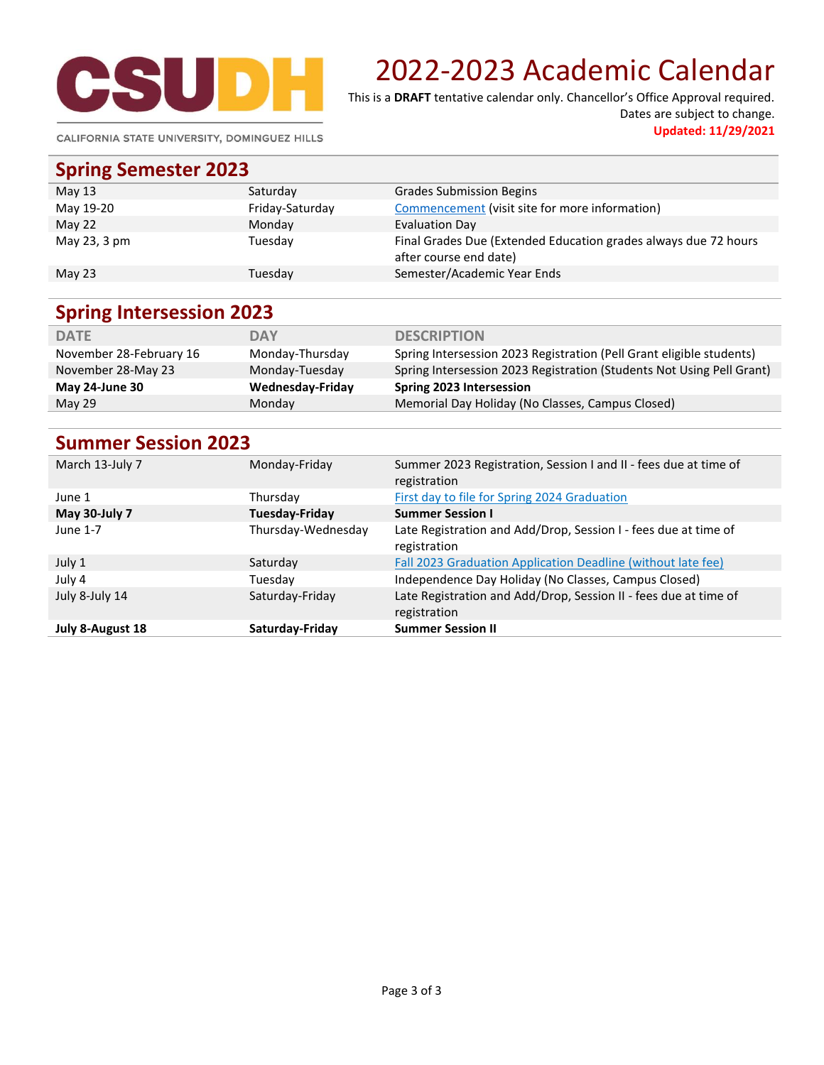# 2022-2023 Academic Calendar

This is a **DRAFT** tentative calendar only. Chancellor's Office Approval required. Dates are subject to change.

**Updated: 11/29/2021**

CALIFORNIA STATE UNIVERSITY, DOMINGUEZ HILLS

## Spring Semester 2023

| | | |
|---|---|---|
| May 13 | Saturday | Grades Submission Begins |
| May 19-20 | Friday-Saturday | Commencement (visit site for more information) |
| May 22 | Monday | Evaluation Day |
| May 23, 3 pm | Tuesday | Final Grades Due (Extended Education grades always due 72 hours after course end date) |
| May 23 | Tuesday | Semester/Academic Year Ends |

## Spring Intersession 2023

| DATE | DAY | DESCRIPTION |
|---|---|---|
| November 28-February 16 | Monday-Thursday | Spring Intersession 2023 Registration (Pell Grant eligible students) |
| November 28-May 23 | Monday-Tuesday | Spring Intersession 2023 Registration (Students Not Using Pell Grant) |
| **May 24-June 30** | **Wednesday-Friday** | **Spring 2023 Intersession** |
| May 29 | Monday | Memorial Day Holiday (No Classes, Campus Closed) |

## Summer Session 2023

| | | |
|---|---|---|
| March 13-July 7 | Monday-Friday | Summer 2023 Registration, Session I and II - fees due at time of registration |
| June 1 | Thursday | First day to file for Spring 2024 Graduation |
| **May 30-July 7** | **Tuesday-Friday** | **Summer Session I** |
| June 1-7 | Thursday-Wednesday | Late Registration and Add/Drop, Session I - fees due at time of registration |
| July 1 | Saturday | Fall 2023 Graduation Application Deadline (without late fee) |
| July 4 | Tuesday | Independence Day Holiday (No Classes, Campus Closed) |
| July 8-July 14 | Saturday-Friday | Late Registration and Add/Drop, Session II - fees due at time of registration |
| **July 8-August 18** | **Saturday-Friday** | **Summer Session II** |